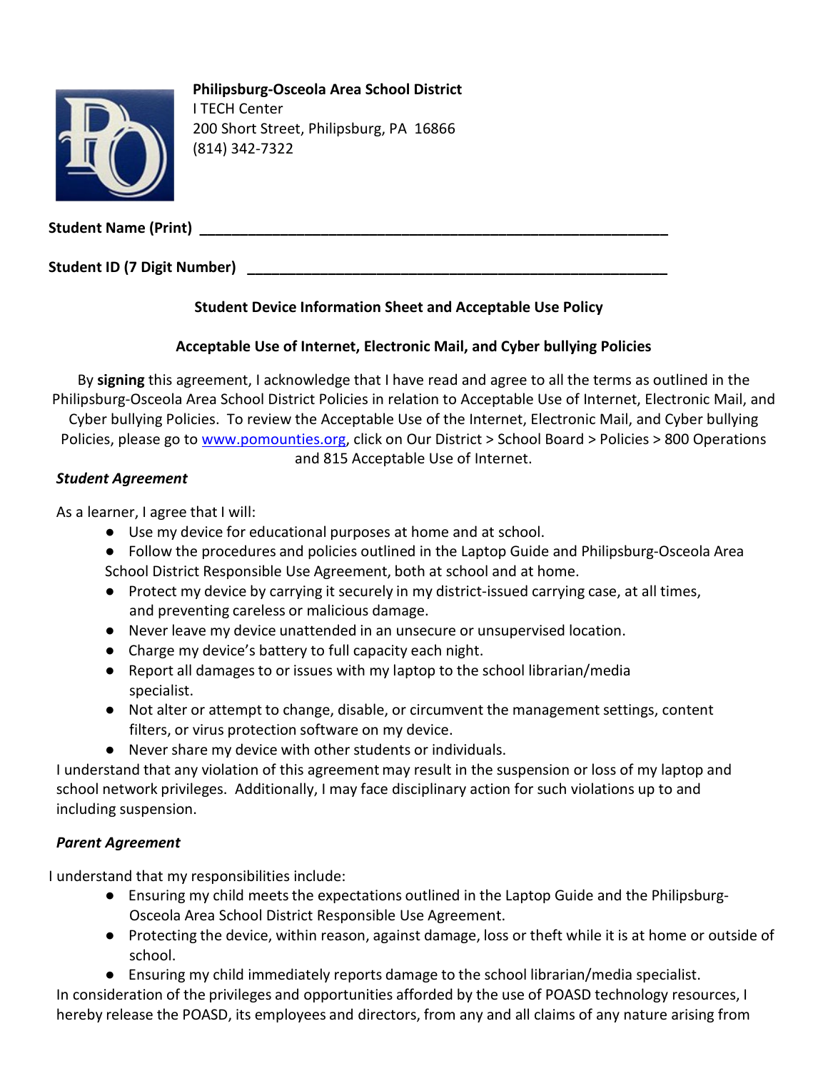**Philipsburg-Osceola Area School District**
I TECH Center
200 Short Street, Philipsburg, PA 16866
(814) 342-7322

**Student Name (Print)** ____________________________________________________________

**Student ID (7 Digit Number)** ______________________________________________________

## Student Device Information Sheet and Acceptable Use Policy

### Acceptable Use of Internet, Electronic Mail, and Cyber bullying Policies

By **signing** this agreement, I acknowledge that I have read and agree to all the terms as outlined in the Philipsburg-Osceola Area School District Policies in relation to Acceptable Use of Internet, Electronic Mail, and Cyber bullying Policies. To review the Acceptable Use of the Internet, Electronic Mail, and Cyber bullying Policies, please go to www.pomounties.org, click on Our District > School Board > Policies > 800 Operations and 815 Acceptable Use of Internet.

***Student Agreement***

As a learner, I agree that I will:

- Use my device for educational purposes at home and at school.
- Follow the procedures and policies outlined in the Laptop Guide and Philipsburg-Osceola Area School District Responsible Use Agreement, both at school and at home.
- Protect my device by carrying it securely in my district-issued carrying case, at all times, and preventing careless or malicious damage.
- Never leave my device unattended in an unsecure or unsupervised location.
- Charge my device's battery to full capacity each night.
- Report all damages to or issues with my laptop to the school librarian/media specialist.
- Not alter or attempt to change, disable, or circumvent the management settings, content filters, or virus protection software on my device.
- Never share my device with other students or individuals.

I understand that any violation of this agreement may result in the suspension or loss of my laptop and school network privileges. Additionally, I may face disciplinary action for such violations up to and including suspension.

***Parent Agreement***

I understand that my responsibilities include:

- Ensuring my child meets the expectations outlined in the Laptop Guide and the Philipsburg-Osceola Area School District Responsible Use Agreement.
- Protecting the device, within reason, against damage, loss or theft while it is at home or outside of school.
- Ensuring my child immediately reports damage to the school librarian/media specialist.

In consideration of the privileges and opportunities afforded by the use of POASD technology resources, I hereby release the POASD, its employees and directors, from any and all claims of any nature arising from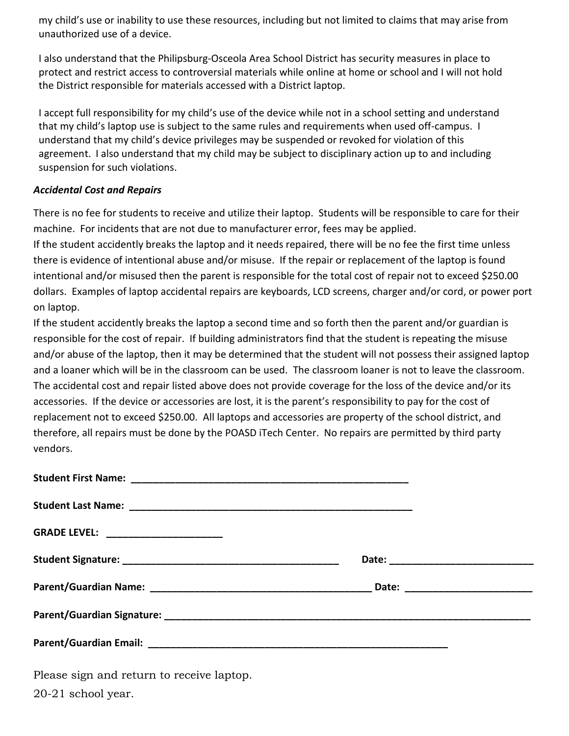my child's use or inability to use these resources, including but not limited to claims that may arise from unauthorized use of a device.

I also understand that the Philipsburg-Osceola Area School District has security measures in place to protect and restrict access to controversial materials while online at home or school and I will not hold the District responsible for materials accessed with a District laptop.

I accept full responsibility for my child's use of the device while not in a school setting and understand that my child's laptop use is subject to the same rules and requirements when used off-campus. I understand that my child's device privileges may be suspended or revoked for violation of this agreement. I also understand that my child may be subject to disciplinary action up to and including suspension for such violations.

***Accidental Cost and Repairs***

There is no fee for students to receive and utilize their laptop. Students will be responsible to care for their machine. For incidents that are not due to manufacturer error, fees may be applied.
If the student accidently breaks the laptop and it needs repaired, there will be no fee the first time unless there is evidence of intentional abuse and/or misuse. If the repair or replacement of the laptop is found intentional and/or misused then the parent is responsible for the total cost of repair not to exceed $250.00 dollars. Examples of laptop accidental repairs are keyboards, LCD screens, charger and/or cord, or power port on laptop.
If the student accidently breaks the laptop a second time and so forth then the parent and/or guardian is responsible for the cost of repair. If building administrators find that the student is repeating the misuse and/or abuse of the laptop, then it may be determined that the student will not possess their assigned laptop and a loaner which will be in the classroom can be used. The classroom loaner is not to leave the classroom. The accidental cost and repair listed above does not provide coverage for the loss of the device and/or its accessories. If the device or accessories are lost, it is the parent's responsibility to pay for the cost of replacement not to exceed $250.00. All laptops and accessories are property of the school district, and therefore, all repairs must be done by the POASD iTech Center. No repairs are permitted by third party vendors.

**Student First Name:** ______________________________________________________

**Student Last Name:** ______________________________________________________

**GRADE LEVEL:** ______________________

**Student Signature:** ________________________________________ **Date:** ___________________________

**Parent/Guardian Name:** ________________________________________ **Date:** _______________________

**Parent/Guardian Signature:** ______________________________________________________________________

**Parent/Guardian Email:** _________________________________________________________

Please sign and return to receive laptop.
20-21 school year.